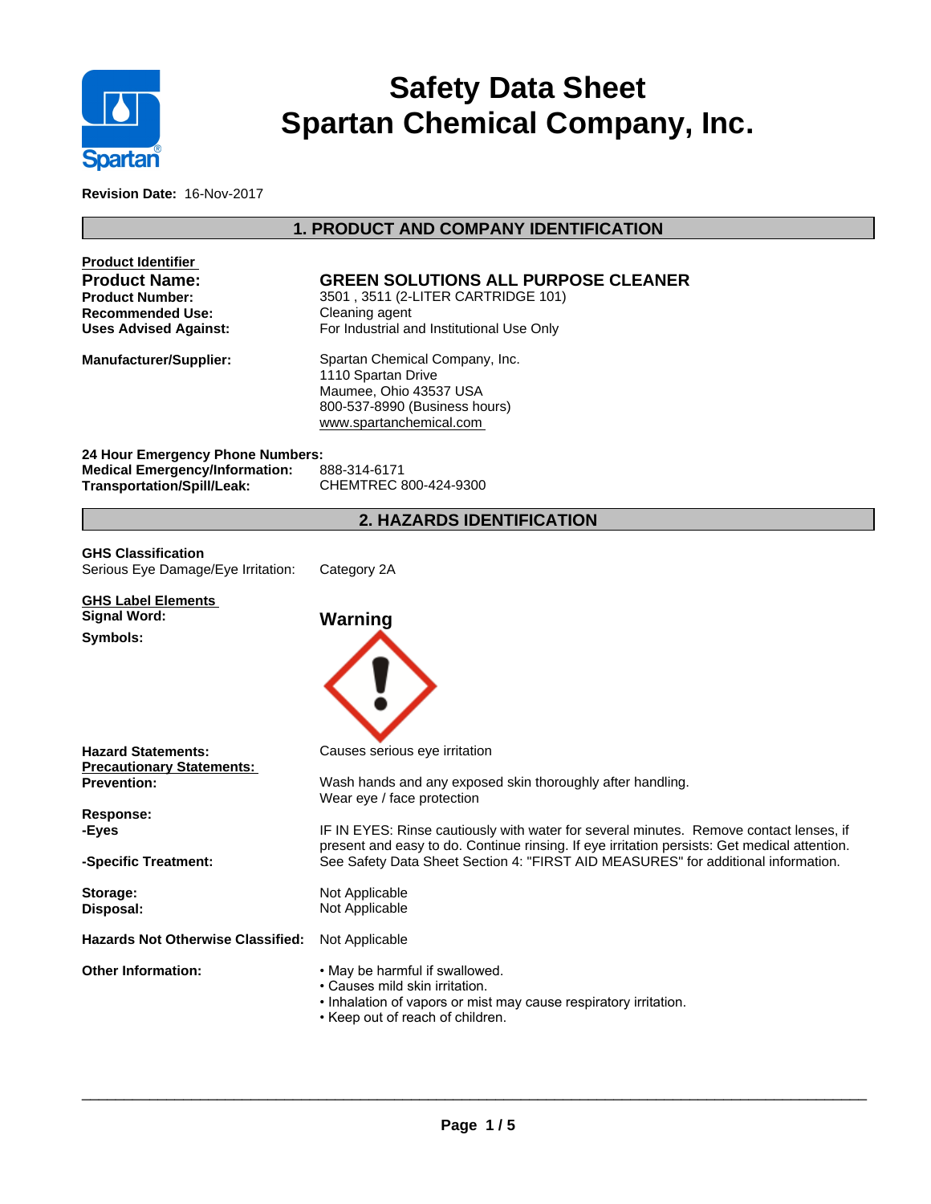# Safety Data Sheet
# Spartan Chemical Company, Inc.

**Revision Date:** 16-Nov-2017

## 1. PRODUCT AND COMPANY IDENTIFICATION

**Product Identifier**

| | |
|---|---|
| **Product Name:** | **GREEN SOLUTIONS ALL PURPOSE CLEANER** |
| **Product Number:** | 3501 , 3511 (2-LITER CARTRIDGE 101) |
| **Recommended Use:** | Cleaning agent |
| **Uses Advised Against:** | For Industrial and Institutional Use Only |
| **Manufacturer/Supplier:** | Spartan Chemical Company, Inc.<br>1110 Spartan Drive<br>Maumee, Ohio 43537 USA<br>800-537-8990 (Business hours)<br>www.spartanchemical.com |

**24 Hour Emergency Phone Numbers:**

| | |
|---|---|
| **Medical Emergency/Information:** | 888-314-6171 |
| **Transportation/Spill/Leak:** | CHEMTREC 800-424-9300 |

## 2. HAZARDS IDENTIFICATION

**GHS Classification**

| | |
|---|---|
| Serious Eye Damage/Eye Irritation: | Category 2A |

**GHS Label Elements**

| | |
|---|---|
| **Signal Word:** | **Warning** |
| **Symbols:** | |
| **Hazard Statements:** | Causes serious eye irritation |

**Precautionary Statements:**

| | |
|---|---|
| **Prevention:** | Wash hands and any exposed skin thoroughly after handling.<br>Wear eye / face protection |
| **Response:** | |
| **-Eyes** | IF IN EYES: Rinse cautiously with water for several minutes. Remove contact lenses, if present and easy to do. Continue rinsing. If eye irritation persists: Get medical attention. |
| **-Specific Treatment:** | See Safety Data Sheet Section 4: "FIRST AID MEASURES" for additional information. |
| **Storage:** | Not Applicable |
| **Disposal:** | Not Applicable |
| **Hazards Not Otherwise Classified:** | Not Applicable |

**Other Information:**

- May be harmful if swallowed.
- Causes mild skin irritation.
- Inhalation of vapors or mist may cause respiratory irritation.
- Keep out of reach of children.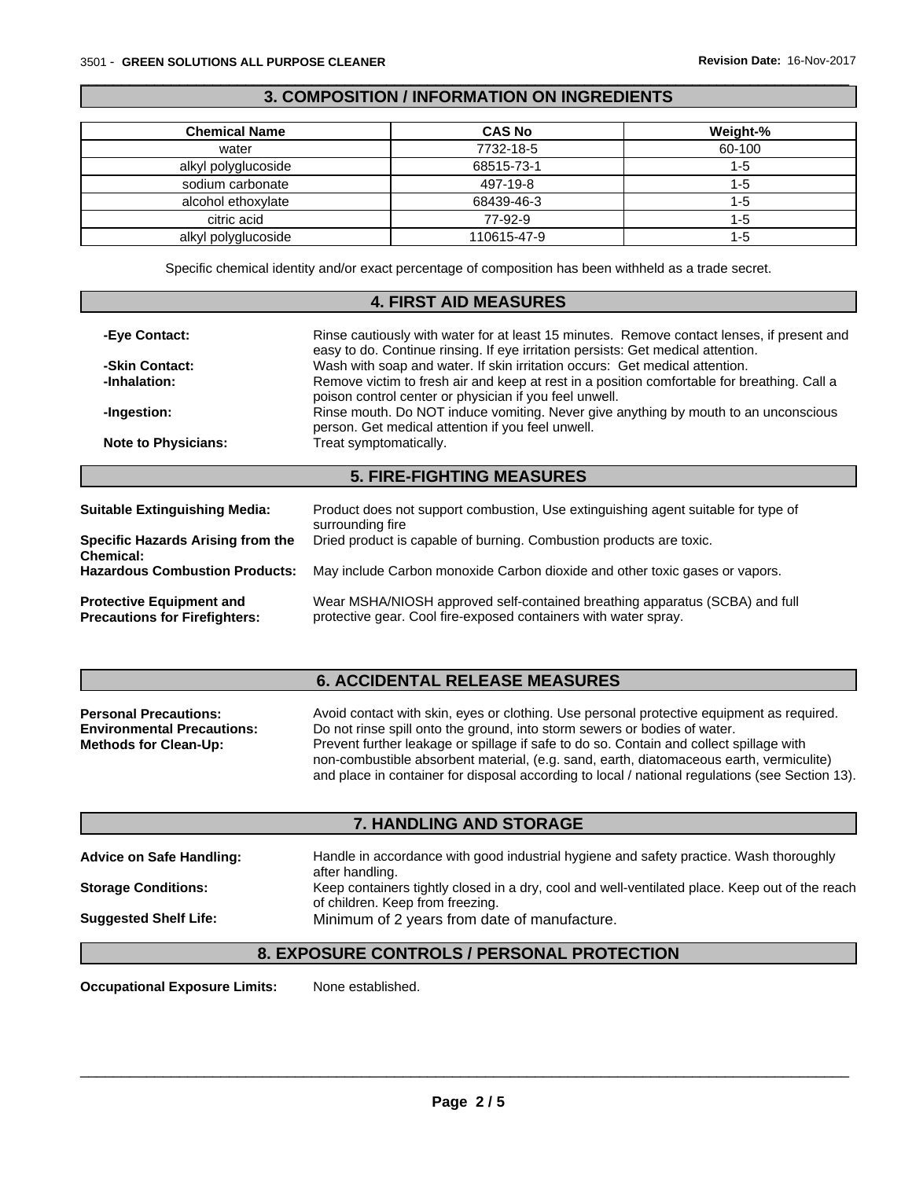## 3. COMPOSITION / INFORMATION ON INGREDIENTS

| Chemical Name | CAS No | Weight-% |
|---|---|---|
| water | 7732-18-5 | 60-100 |
| alkyl polyglucoside | 68515-73-1 | 1-5 |
| sodium carbonate | 497-19-8 | 1-5 |
| alcohol ethoxylate | 68439-46-3 | 1-5 |
| citric acid | 77-92-9 | 1-5 |
| alkyl polyglucoside | 110615-47-9 | 1-5 |

Specific chemical identity and/or exact percentage of composition has been withheld as a trade secret.

## 4. FIRST AID MEASURES

**-Eye Contact:** Rinse cautiously with water for at least 15 minutes. Remove contact lenses, if present and easy to do. Continue rinsing. If eye irritation persists: Get medical attention.

**-Skin Contact:** Wash with soap and water. If skin irritation occurs: Get medical attention.

**-Inhalation:** Remove victim to fresh air and keep at rest in a position comfortable for breathing. Call a poison control center or physician if you feel unwell.

**-Ingestion:** Rinse mouth. Do NOT induce vomiting. Never give anything by mouth to an unconscious person. Get medical attention if you feel unwell.

**Note to Physicians:** Treat symptomatically.

## 5. FIRE-FIGHTING MEASURES

**Suitable Extinguishing Media:** Product does not support combustion, Use extinguishing agent suitable for type of surrounding fire

**Specific Hazards Arising from the Chemical:** Dried product is capable of burning. Combustion products are toxic.

**Hazardous Combustion Products:** May include Carbon monoxide Carbon dioxide and other toxic gases or vapors.

**Protective Equipment and Precautions for Firefighters:** Wear MSHA/NIOSH approved self-contained breathing apparatus (SCBA) and full protective gear. Cool fire-exposed containers with water spray.

## 6. ACCIDENTAL RELEASE MEASURES

**Personal Precautions:** Avoid contact with skin, eyes or clothing. Use personal protective equipment as required.

**Environmental Precautions:** Do not rinse spill onto the ground, into storm sewers or bodies of water.

**Methods for Clean-Up:** Prevent further leakage or spillage if safe to do so. Contain and collect spillage with non-combustible absorbent material, (e.g. sand, earth, diatomaceous earth, vermiculite) and place in container for disposal according to local / national regulations (see Section 13).

## 7. HANDLING AND STORAGE

**Advice on Safe Handling:** Handle in accordance with good industrial hygiene and safety practice. Wash thoroughly after handling.

**Storage Conditions:** Keep containers tightly closed in a dry, cool and well-ventilated place. Keep out of the reach of children. Keep from freezing.

**Suggested Shelf Life:** Minimum of 2 years from date of manufacture.

## 8. EXPOSURE CONTROLS / PERSONAL PROTECTION

**Occupational Exposure Limits:** None established.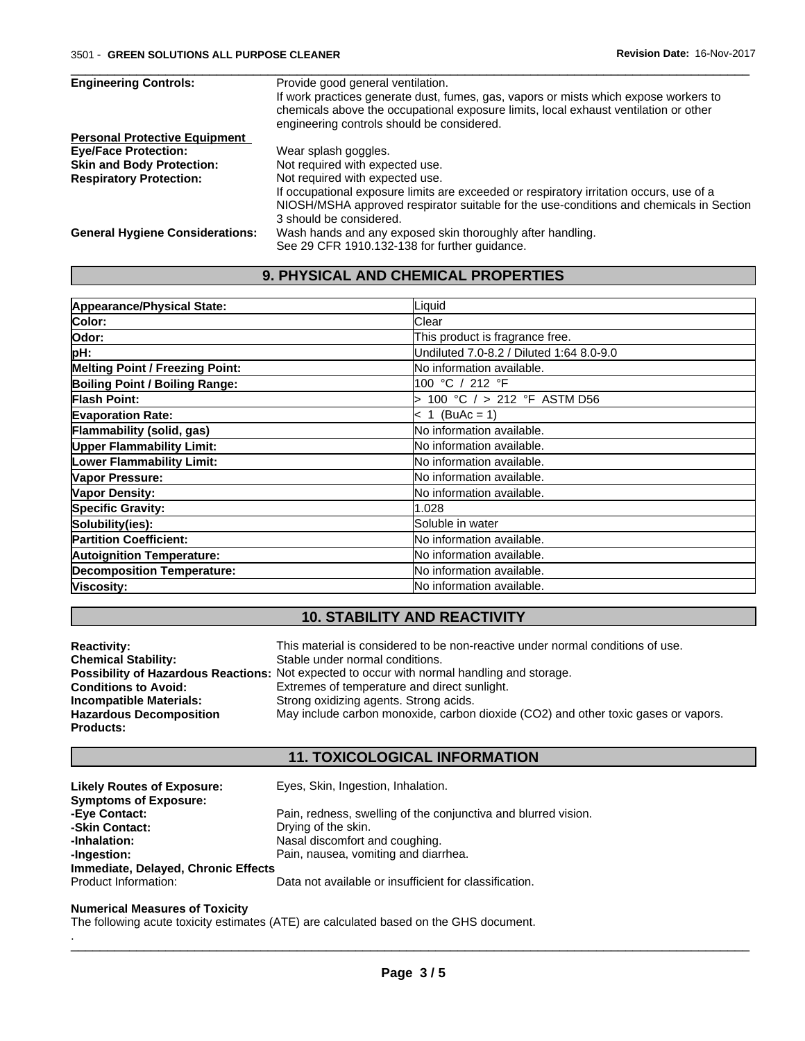| | |
|---|---|
| **Engineering Controls:** | Provide good general ventilation.<br>If work practices generate dust, fumes, gas, vapors or mists which expose workers to chemicals above the occupational exposure limits, local exhaust ventilation or other engineering controls should be considered. |

**Personal Protective Equipment**

| | |
|---|---|
| **Eye/Face Protection:** | Wear splash goggles. |
| **Skin and Body Protection:** | Not required with expected use. |
| **Respiratory Protection:** | Not required with expected use.<br>If occupational exposure limits are exceeded or respiratory irritation occurs, use of a NIOSH/MSHA approved respirator suitable for the use-conditions and chemicals in Section 3 should be considered. |
| **General Hygiene Considerations:** | Wash hands and any exposed skin thoroughly after handling.<br>See 29 CFR 1910.132-138 for further guidance. |

## 9. PHYSICAL AND CHEMICAL PROPERTIES

| | |
|---|---|
| **Appearance/Physical State:** | Liquid |
| **Color:** | Clear |
| **Odor:** | This product is fragrance free. |
| **pH:** | Undiluted 7.0-8.2 / Diluted 1:64 8.0-9.0 |
| **Melting Point / Freezing Point:** | No information available. |
| **Boiling Point / Boiling Range:** | 100 °C / 212 °F |
| **Flash Point:** | > 100 °C / > 212 °F ASTM D56 |
| **Evaporation Rate:** | < 1 (BuAc = 1) |
| **Flammability (solid, gas)** | No information available. |
| **Upper Flammability Limit:** | No information available. |
| **Lower Flammability Limit:** | No information available. |
| **Vapor Pressure:** | No information available. |
| **Vapor Density:** | No information available. |
| **Specific Gravity:** | 1.028 |
| **Solubility(ies):** | Soluble in water |
| **Partition Coefficient:** | No information available. |
| **Autoignition Temperature:** | No information available. |
| **Decomposition Temperature:** | No information available. |
| **Viscosity:** | No information available. |

## 10. STABILITY AND REACTIVITY

| | |
|---|---|
| **Reactivity:** | This material is considered to be non-reactive under normal conditions of use. |
| **Chemical Stability:** | Stable under normal conditions. |
| **Possibility of Hazardous Reactions:** | Not expected to occur with normal handling and storage. |
| **Conditions to Avoid:** | Extremes of temperature and direct sunlight. |
| **Incompatible Materials:** | Strong oxidizing agents. Strong acids. |
| **Hazardous Decomposition Products:** | May include carbon monoxide, carbon dioxide ($CO_2$) and other toxic gases or vapors. |

## 11. TOXICOLOGICAL INFORMATION

| | |
|---|---|
| **Likely Routes of Exposure:** | Eyes, Skin, Ingestion, Inhalation. |
| **Symptoms of Exposure:** | |
| **-Eye Contact:** | Pain, redness, swelling of the conjunctiva and blurred vision. |
| **-Skin Contact:** | Drying of the skin. |
| **-Inhalation:** | Nasal discomfort and coughing. |
| **-Ingestion:** | Pain, nausea, vomiting and diarrhea. |

**Immediate, Delayed, Chronic Effects**

Product Information: Data not available or insufficient for classification.

**Numerical Measures of Toxicity**

The following acute toxicity estimates (ATE) are calculated based on the GHS document.

.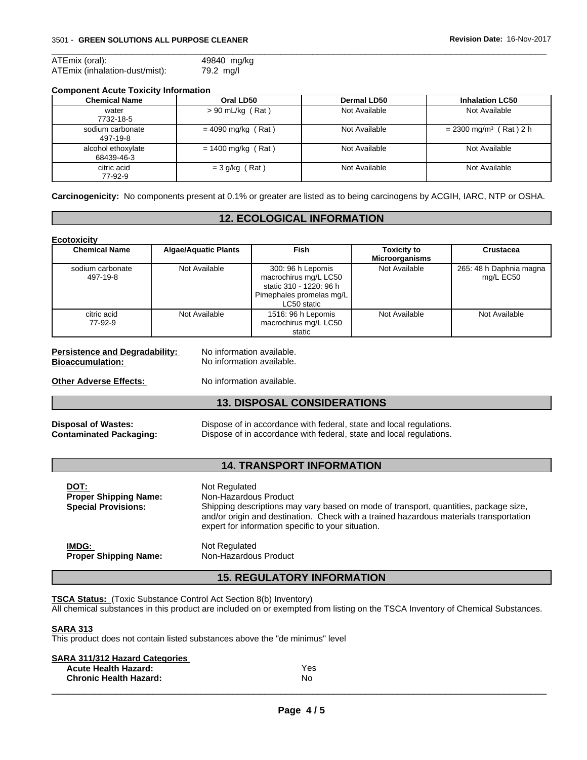ATEmix (oral): 49840 mg/kg
ATEmix (inhalation-dust/mist): 79.2 mg/l

**Component Acute Toxicity Information**

| Chemical Name | Oral LD50 | Dermal LD50 | Inhalation LC50 |
|---|---|---|---|
| water 7732-18-5 | > 90 mL/kg ( Rat ) | Not Available | Not Available |
| sodium carbonate 497-19-8 | = 4090 mg/kg ( Rat ) | Not Available | = 2300 mg/m³ ( Rat ) 2 h |
| alcohol ethoxylate 68439-46-3 | = 1400 mg/kg ( Rat ) | Not Available | Not Available |
| citric acid 77-92-9 | = 3 g/kg ( Rat ) | Not Available | Not Available |

**Carcinogenicity:** No components present at 0.1% or greater are listed as to being carcinogens by ACGIH, IARC, NTP or OSHA.

## 12. ECOLOGICAL INFORMATION

**Ecotoxicity**

| Chemical Name | Algae/Aquatic Plants | Fish | Toxicity to Microorganisms | Crustacea |
|---|---|---|---|---|
| sodium carbonate 497-19-8 | Not Available | 300: 96 h Lepomis macrochirus mg/L LC50 static 310 - 1220: 96 h Pimephales promelas mg/L LC50 static | Not Available | 265: 48 h Daphnia magna mg/L EC50 |
| citric acid 77-92-9 | Not Available | 1516: 96 h Lepomis macrochirus mg/L LC50 static | Not Available | Not Available |

**Persistence and Degradability:** No information available.
**Bioaccumulation:** No information available.

**Other Adverse Effects:** No information available.

## 13. DISPOSAL CONSIDERATIONS

**Disposal of Wastes:** Dispose of in accordance with federal, state and local regulations.
**Contaminated Packaging:** Dispose of in accordance with federal, state and local regulations.

## 14. TRANSPORT INFORMATION

**DOT:** Not Regulated
**Proper Shipping Name:** Non-Hazardous Product
**Special Provisions:** Shipping descriptions may vary based on mode of transport, quantities, package size, and/or origin and destination. Check with a trained hazardous materials transportation expert for information specific to your situation.

**IMDG:** Not Regulated
**Proper Shipping Name:** Non-Hazardous Product

## 15. REGULATORY INFORMATION

**TSCA Status:** (Toxic Substance Control Act Section 8(b) Inventory)
All chemical substances in this product are included on or exempted from listing on the TSCA Inventory of Chemical Substances.

**SARA 313**
This product does not contain listed substances above the "de minimus" level

**SARA 311/312 Hazard Categories**
**Acute Health Hazard:** Yes
**Chronic Health Hazard:** No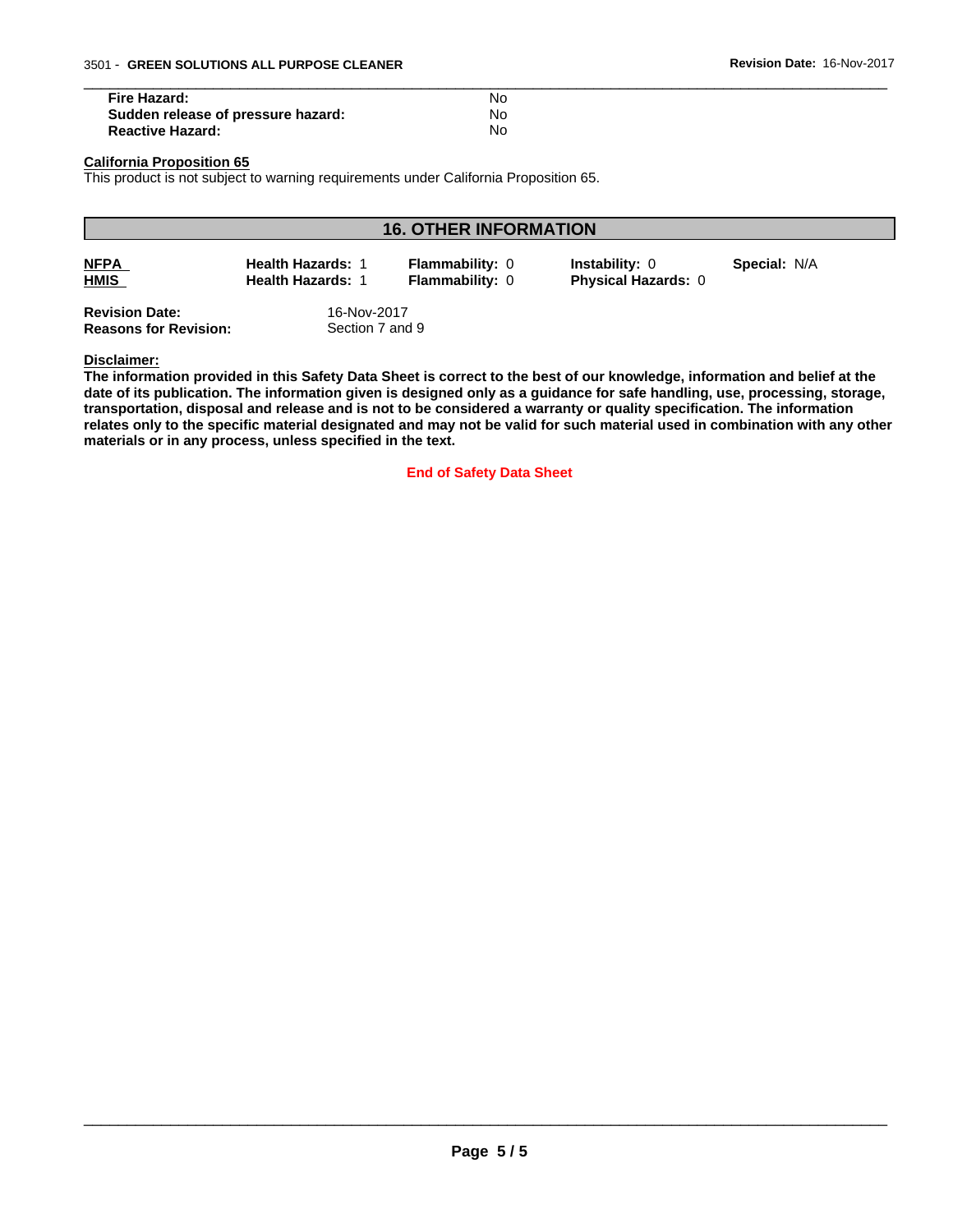| | |
|---|---|
| **Fire Hazard:** | No |
| **Sudden release of pressure hazard:** | No |
| **Reactive Hazard:** | No |

**California Proposition 65**

This product is not subject to warning requirements under California Proposition 65.

## 16. OTHER INFORMATION

| | | | | |
|---|---|---|---|---|
| **NFPA** | **Health Hazards:** 1 | **Flammability:** 0 | **Instability:** 0 | **Special:** N/A |
| **HMIS** | **Health Hazards:** 1 | **Flammability:** 0 | **Physical Hazards:** 0 | |

| | |
|---|---|
| **Revision Date:** | 16-Nov-2017 |
| **Reasons for Revision:** | Section 7 and 9 |

**Disclaimer:**

**The information provided in this Safety Data Sheet is correct to the best of our knowledge, information and belief at the date of its publication. The information given is designed only as a guidance for safe handling, use, processing, storage, transportation, disposal and release and is not to be considered a warranty or quality specification. The information relates only to the specific material designated and may not be valid for such material used in combination with any other materials or in any process, unless specified in the text.**

**End of Safety Data Sheet**